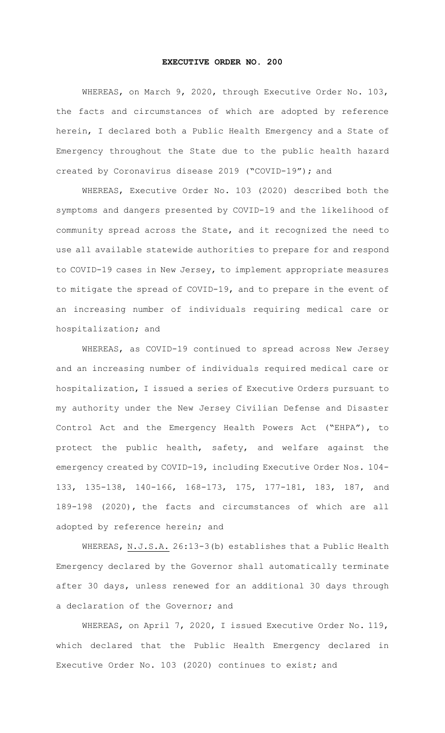# EXECUTIVE ORDER NO. 200

WHEREAS, on March 9, 2020, through Executive Order No. 103, the facts and circumstances of which are adopted by reference herein, I declared both a Public Health Emergency and a State of Emergency throughout the State due to the public health hazard created by Coronavirus disease 2019 ("COVID-19"); and

WHEREAS, Executive Order No. 103 (2020) described both the symptoms and dangers presented by COVID-19 and the likelihood of community spread across the State, and it recognized the need to use all available statewide authorities to prepare for and respond to COVID-19 cases in New Jersey, to implement appropriate measures to mitigate the spread of COVID-19, and to prepare in the event of an increasing number of individuals requiring medical care or hospitalization; and

WHEREAS, as COVID-19 continued to spread across New Jersey and an increasing number of individuals required medical care or hospitalization, I issued a series of Executive Orders pursuant to my authority under the New Jersey Civilian Defense and Disaster Control Act and the Emergency Health Powers Act ("EHPA"), to protect the public health, safety, and welfare against the emergency created by COVID-19, including Executive Order Nos. 104-133, 135-138, 140-166, 168-173, 175, 177-181, 183, 187, and 189-198 (2020), the facts and circumstances of which are all adopted by reference herein; and

WHEREAS, N.J.S.A. 26:13-3(b) establishes that a Public Health Emergency declared by the Governor shall automatically terminate after 30 days, unless renewed for an additional 30 days through a declaration of the Governor; and

WHEREAS, on April 7, 2020, I issued Executive Order No. 119, which declared that the Public Health Emergency declared in Executive Order No. 103 (2020) continues to exist; and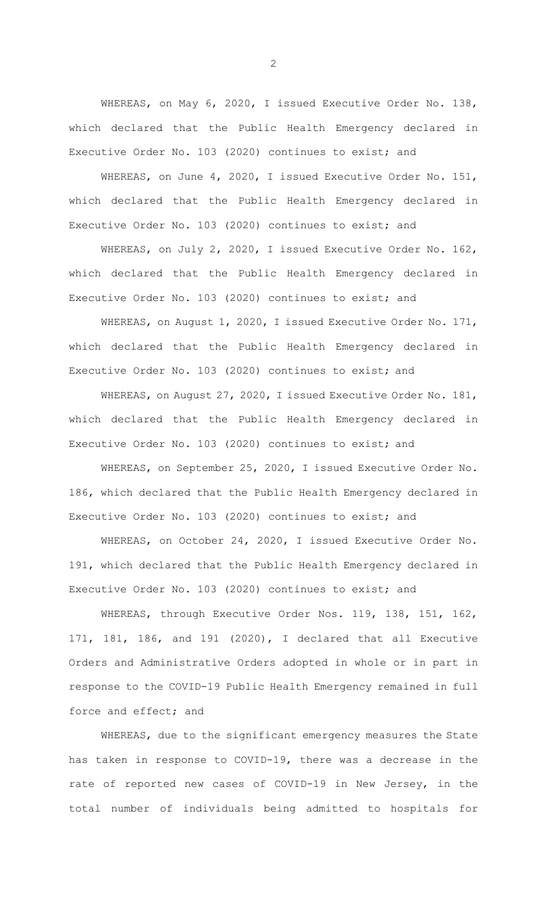WHEREAS, on May 6, 2020, I issued Executive Order No. 138, which declared that the Public Health Emergency declared in Executive Order No. 103 (2020) continues to exist; and

WHEREAS, on June 4, 2020, I issued Executive Order No. 151, which declared that the Public Health Emergency declared in Executive Order No. 103 (2020) continues to exist; and

WHEREAS, on July 2, 2020, I issued Executive Order No. 162, which declared that the Public Health Emergency declared in Executive Order No. 103 (2020) continues to exist; and

WHEREAS, on August 1, 2020, I issued Executive Order No. 171, which declared that the Public Health Emergency declared in Executive Order No. 103 (2020) continues to exist; and

WHEREAS, on August 27, 2020, I issued Executive Order No. 181, which declared that the Public Health Emergency declared in Executive Order No. 103 (2020) continues to exist; and

WHEREAS, on September 25, 2020, I issued Executive Order No. 186, which declared that the Public Health Emergency declared in Executive Order No. 103 (2020) continues to exist; and

WHEREAS, on October 24, 2020, I issued Executive Order No. 191, which declared that the Public Health Emergency declared in Executive Order No. 103 (2020) continues to exist; and

WHEREAS, through Executive Order Nos. 119, 138, 151, 162, 171, 181, 186, and 191 (2020), I declared that all Executive Orders and Administrative Orders adopted in whole or in part in response to the COVID-19 Public Health Emergency remained in full force and effect; and

WHEREAS, due to the significant emergency measures the State has taken in response to COVID-19, there was a decrease in the rate of reported new cases of COVID-19 in New Jersey, in the total number of individuals being admitted to hospitals for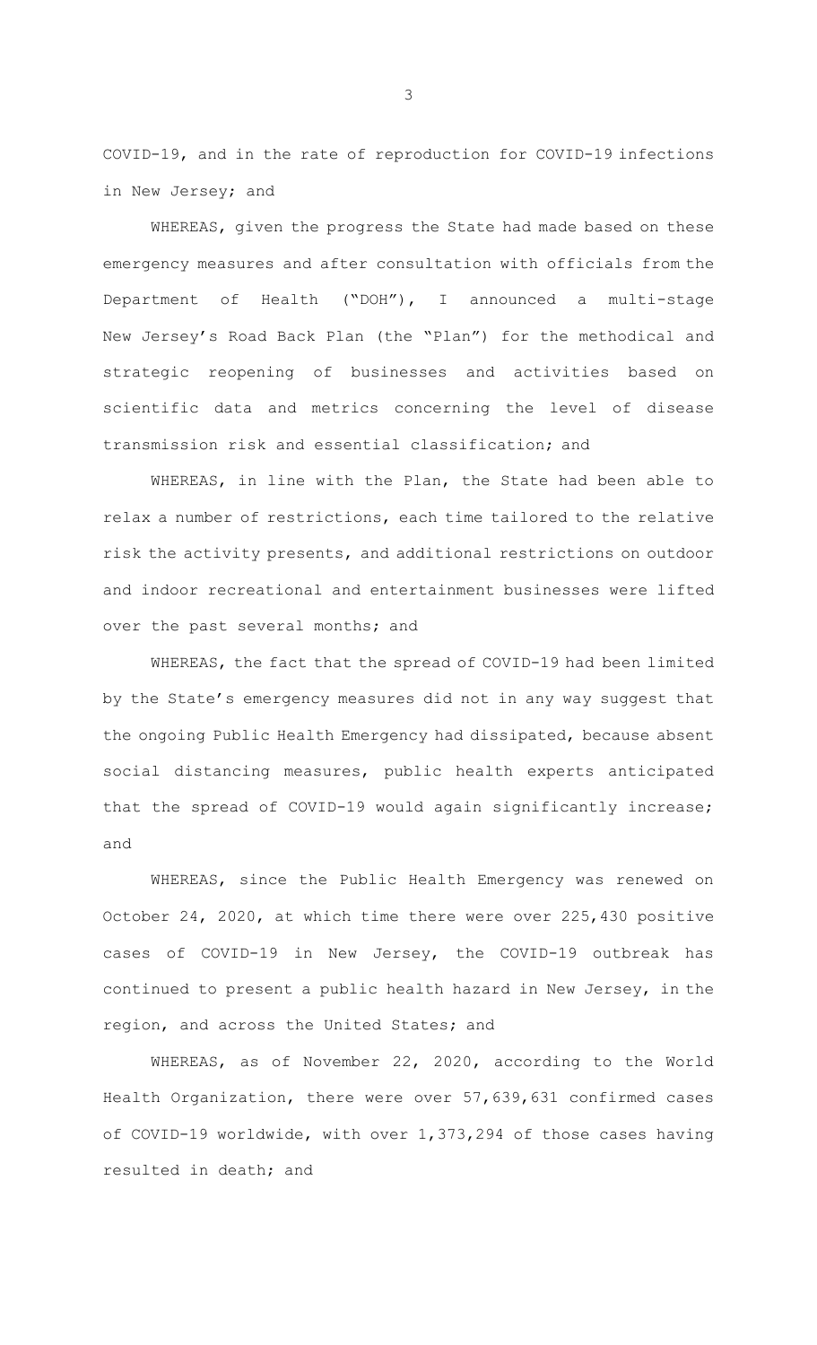COVID-19, and in the rate of reproduction for COVID-19 infections in New Jersey; and

WHEREAS, given the progress the State had made based on these emergency measures and after consultation with officials from the Department of Health ("DOH"), I announced a multi-stage New Jersey's Road Back Plan (the "Plan") for the methodical and strategic reopening of businesses and activities based on scientific data and metrics concerning the level of disease transmission risk and essential classification; and

WHEREAS, in line with the Plan, the State had been able to relax a number of restrictions, each time tailored to the relative risk the activity presents, and additional restrictions on outdoor and indoor recreational and entertainment businesses were lifted over the past several months; and

WHEREAS, the fact that the spread of COVID-19 had been limited by the State's emergency measures did not in any way suggest that the ongoing Public Health Emergency had dissipated, because absent social distancing measures, public health experts anticipated that the spread of COVID-19 would again significantly increase; and

WHEREAS, since the Public Health Emergency was renewed on October 24, 2020, at which time there were over 225,430 positive cases of COVID-19 in New Jersey, the COVID-19 outbreak has continued to present a public health hazard in New Jersey, in the region, and across the United States; and

WHEREAS, as of November 22, 2020, according to the World Health Organization, there were over 57,639,631 confirmed cases of COVID-19 worldwide, with over 1,373,294 of those cases having resulted in death; and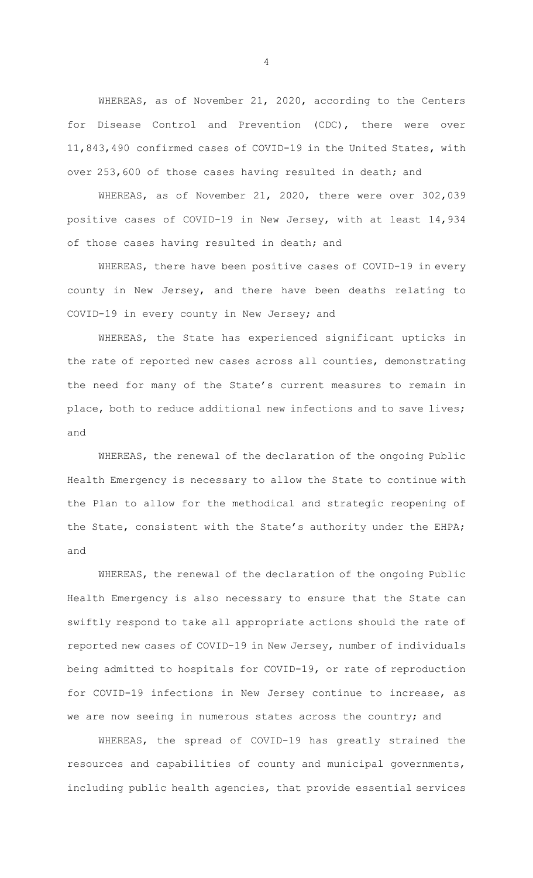WHEREAS, as of November 21, 2020, according to the Centers for Disease Control and Prevention (CDC), there were over 11,843,490 confirmed cases of COVID-19 in the United States, with over 253,600 of those cases having resulted in death; and

WHEREAS, as of November 21, 2020, there were over 302,039 positive cases of COVID-19 in New Jersey, with at least 14,934 of those cases having resulted in death; and

WHEREAS, there have been positive cases of COVID-19 in every county in New Jersey, and there have been deaths relating to COVID-19 in every county in New Jersey; and

WHEREAS, the State has experienced significant upticks in the rate of reported new cases across all counties, demonstrating the need for many of the State's current measures to remain in place, both to reduce additional new infections and to save lives; and

WHEREAS, the renewal of the declaration of the ongoing Public Health Emergency is necessary to allow the State to continue with the Plan to allow for the methodical and strategic reopening of the State, consistent with the State's authority under the EHPA; and

WHEREAS, the renewal of the declaration of the ongoing Public Health Emergency is also necessary to ensure that the State can swiftly respond to take all appropriate actions should the rate of reported new cases of COVID-19 in New Jersey, number of individuals being admitted to hospitals for COVID-19, or rate of reproduction for COVID-19 infections in New Jersey continue to increase, as we are now seeing in numerous states across the country; and

WHEREAS, the spread of COVID-19 has greatly strained the resources and capabilities of county and municipal governments, including public health agencies, that provide essential services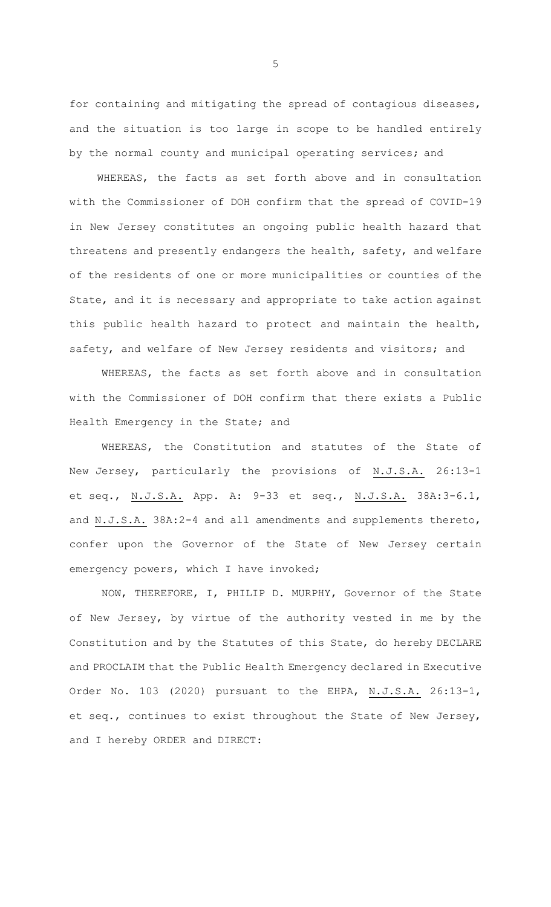for containing and mitigating the spread of contagious diseases, and the situation is too large in scope to be handled entirely by the normal county and municipal operating services; and

WHEREAS, the facts as set forth above and in consultation with the Commissioner of DOH confirm that the spread of COVID-19 in New Jersey constitutes an ongoing public health hazard that threatens and presently endangers the health, safety, and welfare of the residents of one or more municipalities or counties of the State, and it is necessary and appropriate to take action against this public health hazard to protect and maintain the health, safety, and welfare of New Jersey residents and visitors; and

WHEREAS, the facts as set forth above and in consultation with the Commissioner of DOH confirm that there exists a Public Health Emergency in the State; and

WHEREAS, the Constitution and statutes of the State of New Jersey, particularly the provisions of N.J.S.A. 26:13-1 et seq., N.J.S.A. App. A: 9-33 et seq., N.J.S.A. 38A:3-6.1, and N.J.S.A. 38A:2-4 and all amendments and supplements thereto, confer upon the Governor of the State of New Jersey certain emergency powers, which I have invoked;

NOW, THEREFORE, I, PHILIP D. MURPHY, Governor of the State of New Jersey, by virtue of the authority vested in me by the Constitution and by the Statutes of this State, do hereby DECLARE and PROCLAIM that the Public Health Emergency declared in Executive Order No. 103 (2020) pursuant to the EHPA, N.J.S.A. 26:13-1, et seq., continues to exist throughout the State of New Jersey, and I hereby ORDER and DIRECT: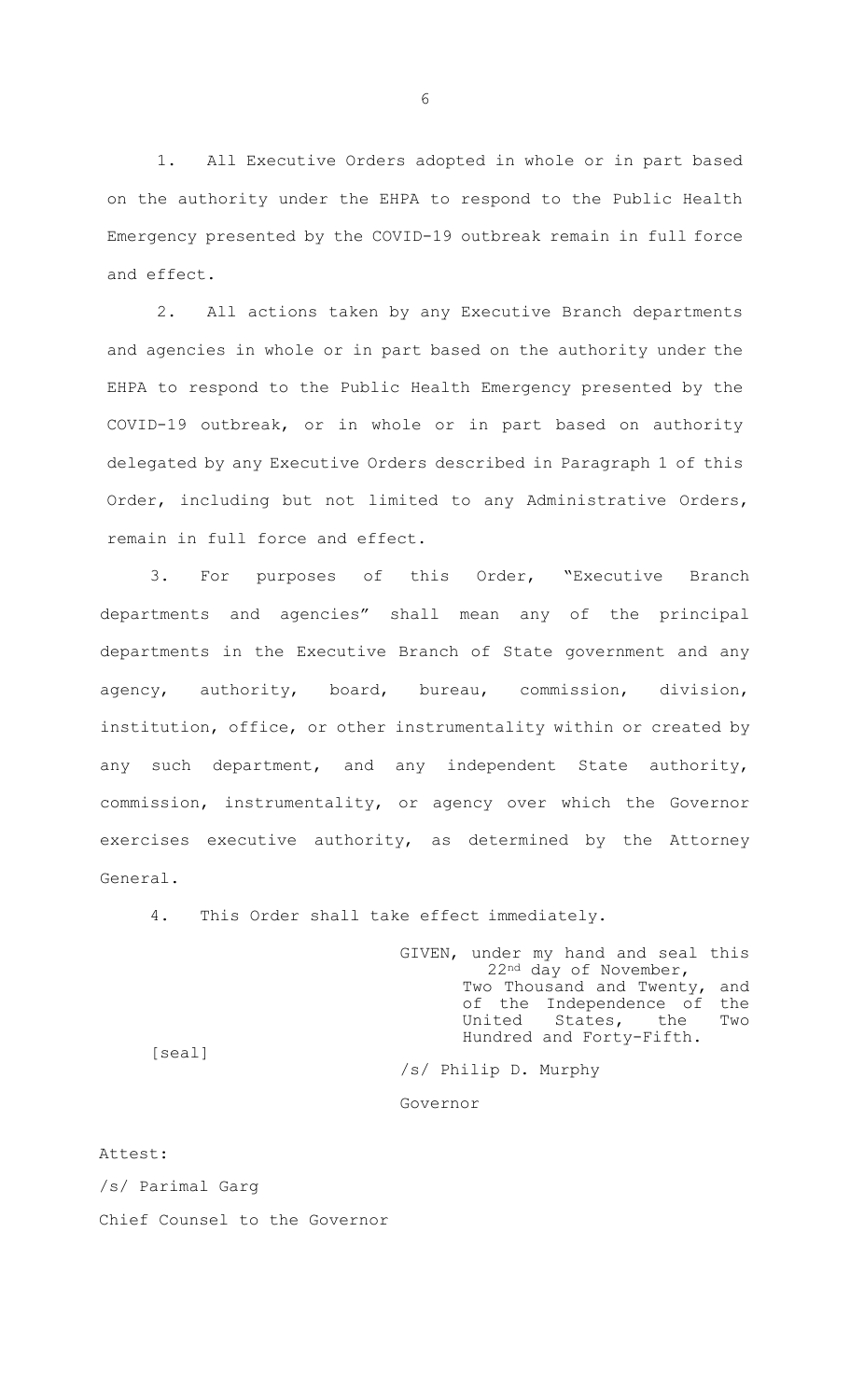1. All Executive Orders adopted in whole or in part based on the authority under the EHPA to respond to the Public Health Emergency presented by the COVID-19 outbreak remain in full force and effect.

2. All actions taken by any Executive Branch departments and agencies in whole or in part based on the authority under the EHPA to respond to the Public Health Emergency presented by the COVID-19 outbreak, or in whole or in part based on authority delegated by any Executive Orders described in Paragraph 1 of this Order, including but not limited to any Administrative Orders, remain in full force and effect.

3. For purposes of this Order, "Executive Branch departments and agencies" shall mean any of the principal departments in the Executive Branch of State government and any agency, authority, board, bureau, commission, division, institution, office, or other instrumentality within or created by any such department, and any independent State authority, commission, instrumentality, or agency over which the Governor exercises executive authority, as determined by the Attorney General.

4. This Order shall take effect immediately.

GIVEN, under my hand and seal this 22nd day of November, Two Thousand and Twenty, and of the Independence of the United States, the Two Hundred and Forty-Fifth.

[seal]

/s/ Philip D. Murphy

Governor

Attest:

/s/ Parimal Garg

Chief Counsel to the Governor